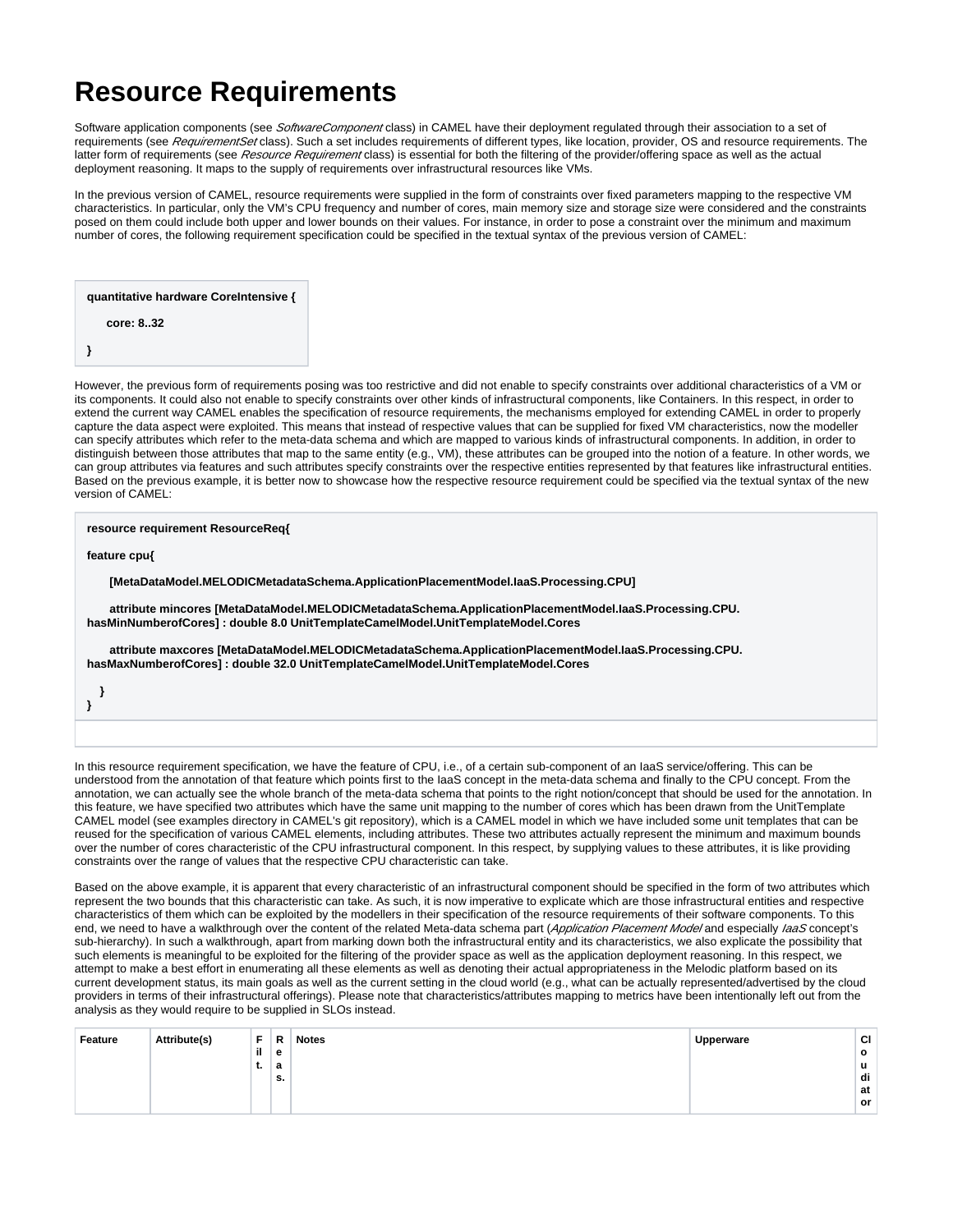# Resource Requirements

Software application components (see *SoftwareComponent* class) in CAMEL have their deployment regulated through their association to a set of requirements (see *RequirementSet* class). Such a set includes requirements of different types, like location, provider, OS and resource requirements. The latter form of requirements (see *Resource Requirement* class) is essential for both the filtering of the provider/offering space as well as the actual deployment reasoning. It maps to the supply of requirements over infrastructural resources like VMs.

In the previous version of CAMEL, resource requirements were supplied in the form of constraints over fixed parameters mapping to the respective VM characteristics. In particular, only the VM's CPU frequency and number of cores, main memory size and storage size were considered and the constraints posed on them could include both upper and lower bounds on their values. For instance, in order to pose a constraint over the minimum and maximum number of cores, the following requirement specification could be specified in the textual syntax of the previous version of CAMEL:

```
quantitative hardware CoreIntensive {
    core: 8..32
}
```

However, the previous form of requirements posing was too restrictive and did not enable to specify constraints over additional characteristics of a VM or its components. It could also not enable to specify constraints over other kinds of infrastructural components, like Containers. In this respect, in order to extend the current way CAMEL enables the specification of resource requirements, the mechanisms employed for extending CAMEL in order to properly capture the data aspect were exploited. This means that instead of respective values that can be supplied for fixed VM characteristics, now the modeller can specify attributes which refer to the meta-data schema and which are mapped to various kinds of infrastructural components. In addition, in order to distinguish between those attributes that map to the same entity (e.g., VM), these attributes can be grouped into the notion of a feature. In other words, we can group attributes via features and such attributes specify constraints over the respective entities represented by that features like infrastructural entities. Based on the previous example, it is better now to showcase how the respective resource requirement could be specified via the textual syntax of the new version of CAMEL:

```
resource requirement ResourceReq{
feature cpu{
    [MetaDataModel.MELODICMetadataSchema.ApplicationPlacementModel.IaaS.Processing.CPU]
    attribute mincores [MetaDataModel.MELODICMetadataSchema.ApplicationPlacementModel.IaaS.Processing.CPU.hasMinNumberofCores] : double 8.0 UnitTemplateCamelModel.UnitTemplateModel.Cores
    attribute maxcores [MetaDataModel.MELODICMetadataSchema.ApplicationPlacementModel.IaaS.Processing.CPU.hasMaxNumberofCores] : double 32.0 UnitTemplateCamelModel.UnitTemplateModel.Cores
  }
}
```

In this resource requirement specification, we have the feature of CPU, i.e., of a certain sub-component of an IaaS service/offering. This can be understood from the annotation of that feature which points first to the IaaS concept in the meta-data schema and finally to the CPU concept. From the annotation, we can actually see the whole branch of the meta-data schema that points to the right notion/concept that should be used for the annotation. In this feature, we have specified two attributes which have the same unit mapping to the number of cores which has been drawn from the UnitTemplate CAMEL model (see examples directory in CAMEL's git repository), which is a CAMEL model in which we have included some unit templates that can be reused for the specification of various CAMEL elements, including attributes. These two attributes actually represent the minimum and maximum bounds over the number of cores characteristic of the CPU infrastructural component. In this respect, by supplying values to these attributes, it is like providing constraints over the range of values that the respective CPU characteristic can take.

Based on the above example, it is apparent that every characteristic of an infrastructural component should be specified in the form of two attributes which represent the two bounds that this characteristic can take. As such, it is now imperative to explicate which are those infrastructural entities and respective characteristics of them which can be exploited by the modellers in their specification of the resource requirements of their software components. To this end, we need to have a walkthrough over the content of the related Meta-data schema part (*Application Placement Model* and especially *IaaS* concept's sub-hierarchy). In such a walkthrough, apart from marking down both the infrastructural entity and its characteristics, we also explicate the possibility that such elements is meaningful to be exploited for the filtering of the provider space as well as the application deployment reasoning. In this respect, we attempt to make a best effort in enumerating all these elements as well as denoting their actual appropriateness in the Melodic platform based on its current development status, its main goals as well as the current setting in the cloud world (e.g., what can be actually represented/advertised by the cloud providers in terms of their infrastructural offerings). Please note that characteristics/attributes mapping to metrics have been intentionally left out from the analysis as they would require to be supplied in SLOs instead.

| Feature | Attribute(s) | Filt. | Reas. | Notes | Upperware | Cloudiator |
| --- | --- | --- | --- | --- | --- | --- |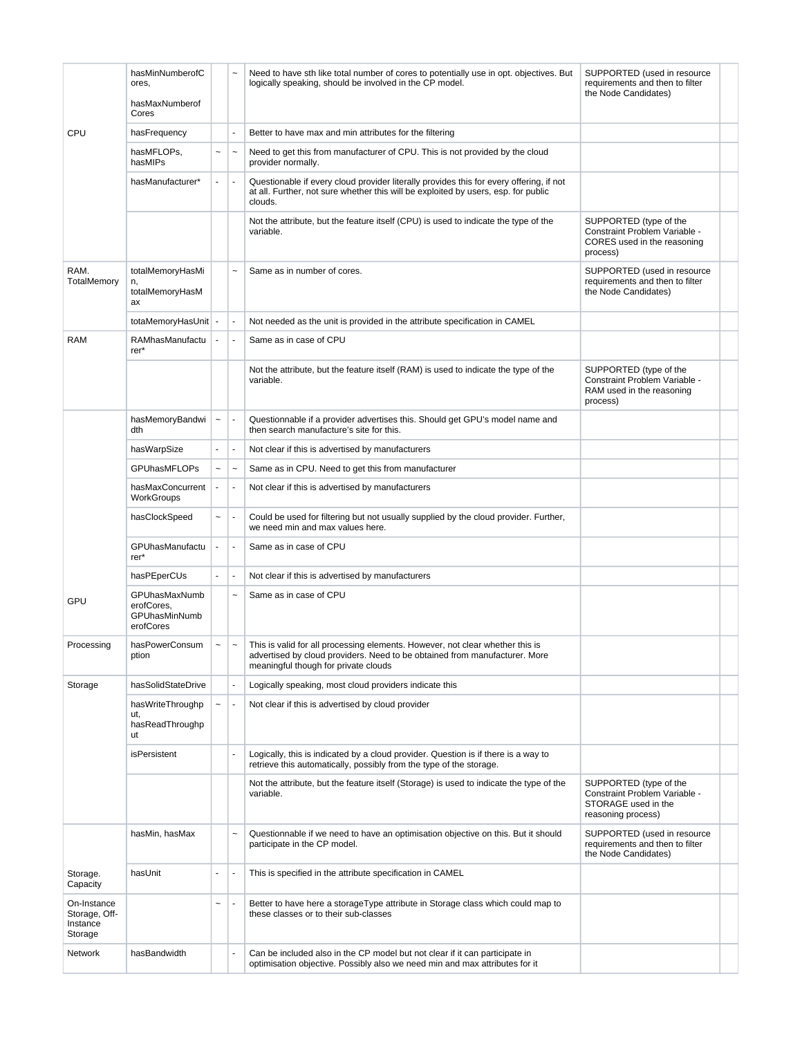| | | | | | | |
|---|---|---|---|---|---|---|
| CPU | hasMinNumberofCores, hasMaxNumberofCores | | ~ | Need to have sth like total number of cores to potentially use in opt. objectives. But logically speaking, should be involved in the CP model. | SUPPORTED (used in resource requirements and then to filter the Node Candidates) | |
| | hasFrequency | | - | Better to have max and min attributes for the filtering | | |
| | hasMFLOPs, hasMIPs | ~ | ~ | Need to get this from manufacturer of CPU. This is not provided by the cloud provider normally. | | |
| | hasManufacturer* | - | - | Questionable if every cloud provider literally provides this for every offering, if not at all. Further, not sure whether this will be exploited by users, esp. for public clouds. | | |
| | | | | Not the attribute, but the feature itself (CPU) is used to indicate the type of the variable. | SUPPORTED (type of the Constraint Problem Variable - CORES used in the reasoning process) | |
| RAM. TotalMemory | totalMemoryHasMin, totalMemoryHasMax | | ~ | Same as in number of cores. | SUPPORTED (used in resource requirements and then to filter the Node Candidates) | |
| | totaMemoryHasUnit | - | - | Not needed as the unit is provided in the attribute specification in CAMEL | | |
| RAM | RAMhasManufacturer* | - | - | Same as in case of CPU | | |
| | | | | Not the attribute, but the feature itself (RAM) is used to indicate the type of the variable. | SUPPORTED (type of the Constraint Problem Variable - RAM used in the reasoning process) | |
| GPU | hasMemoryBandwidth | ~ | - | Questionnable if a provider advertises this. Should get GPU's model name and then search manufacture's site for this. | | |
| | hasWarpSize | - | - | Not clear if this is advertised by manufacturers | | |
| | GPUhasMFLOPs | ~ | ~ | Same as in CPU. Need to get this from manufacturer | | |
| | hasMaxConcurrentWorkGroups | - | - | Not clear if this is advertised by manufacturers | | |
| | hasClockSpeed | ~ | - | Could be used for filtering but not usually supplied by the cloud provider. Further, we need min and max values here. | | |
| | GPUhasManufacturer* | - | - | Same as in case of CPU | | |
| | hasPEperCUs | - | - | Not clear if this is advertised by manufacturers | | |
| | GPUhasMaxNumberofCores, GPUhasMinNumberofCores | | ~ | Same as in case of CPU | | |
| Processing | hasPowerConsumption | ~ | ~ | This is valid for all processing elements. However, not clear whether this is advertised by cloud providers. Need to be obtained from manufacturer. More meaningful though for private clouds | | |
| Storage | hasSolidStateDrive | | - | Logically speaking, most cloud providers indicate this | | |
| | hasWriteThroughput, hasReadThroughput | ~ | - | Not clear if this is advertised by cloud provider | | |
| | isPersistent | | - | Logically, this is indicated by a cloud provider. Question is if there is a way to retrieve this automatically, possibly from the type of the storage. | | |
| | | | | Not the attribute, but the feature itself (Storage) is used to indicate the type of the variable. | SUPPORTED (type of the Constraint Problem Variable - STORAGE used in the reasoning process) | |
| Storage. Capacity | hasMin, hasMax | | ~ | Questionnable if we need to have an optimisation objective on this. But it should participate in the CP model. | SUPPORTED (used in resource requirements and then to filter the Node Candidates) | |
| | hasUnit | - | - | This is specified in the attribute specification in CAMEL | | |
| On-Instance Storage, Off-Instance Storage | | ~ | - | Better to have here a storageType attribute in Storage class which could map to these classes or to their sub-classes | | |
| Network | hasBandwidth | | - | Can be included also in the CP model but not clear if it can participate in optimisation objective. Possibly also we need min and max attributes for it | | |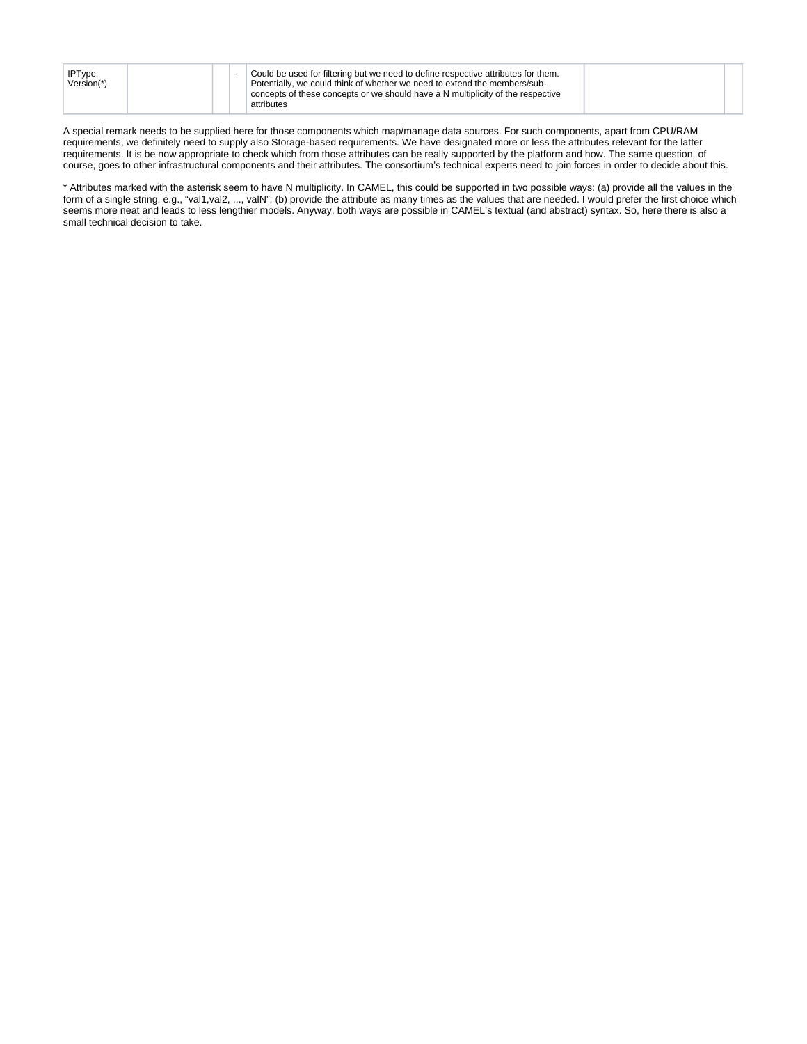| | | | | | | |
|---|---|---|---|---|---|---|
| IPType, Version(*) | | | - | Could be used for filtering but we need to define respective attributes for them. Potentially, we could think of whether we need to extend the members/sub-concepts of these concepts or we should have a N multiplicity of the respective attributes | | |

A special remark needs to be supplied here for those components which map/manage data sources. For such components, apart from CPU/RAM requirements, we definitely need to supply also Storage-based requirements. We have designated more or less the attributes relevant for the latter requirements. It is be now appropriate to check which from those attributes can be really supported by the platform and how. The same question, of course, goes to other infrastructural components and their attributes. The consortium's technical experts need to join forces in order to decide about this.

* Attributes marked with the asterisk seem to have N multiplicity. In CAMEL, this could be supported in two possible ways: (a) provide all the values in the form of a single string, e.g., "val1,val2, ..., valN"; (b) provide the attribute as many times as the values that are needed. I would prefer the first choice which seems more neat and leads to less lengthier models. Anyway, both ways are possible in CAMEL's textual (and abstract) syntax. So, here there is also a small technical decision to take.